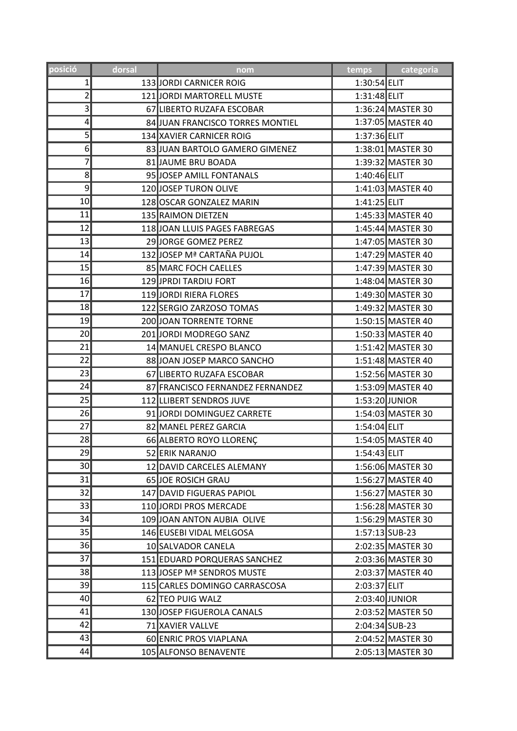| posició | dorsal | nom | temps | categoria |
|---|---|---|---|---|
| 1 | 133 | JORDI CARNICER ROIG | 1:30:54 | ELIT |
| 2 | 121 | JORDI MARTORELL MUSTE | 1:31:48 | ELIT |
| 3 | 67 | LIBERTO RUZAFA ESCOBAR | 1:36:24 | MASTER 30 |
| 4 | 84 | JUAN FRANCISCO TORRES MONTIEL | 1:37:05 | MASTER 40 |
| 5 | 134 | XAVIER CARNICER ROIG | 1:37:36 | ELIT |
| 6 | 83 | JUAN BARTOLO GAMERO GIMENEZ | 1:38:01 | MASTER 30 |
| 7 | 81 | JAUME BRU BOADA | 1:39:32 | MASTER 30 |
| 8 | 95 | JOSEP AMILL FONTANALS | 1:40:46 | ELIT |
| 9 | 120 | JOSEP TURON OLIVE | 1:41:03 | MASTER 40 |
| 10 | 128 | OSCAR GONZALEZ MARIN | 1:41:25 | ELIT |
| 11 | 135 | RAIMON DIETZEN | 1:45:33 | MASTER 40 |
| 12 | 118 | JOAN LLUIS PAGES FABREGAS | 1:45:44 | MASTER 30 |
| 13 | 29 | JORGE GOMEZ PEREZ | 1:47:05 | MASTER 30 |
| 14 | 132 | JOSEP Mª CARTAÑA PUJOL | 1:47:29 | MASTER 40 |
| 15 | 85 | MARC FOCH CAELLES | 1:47:39 | MASTER 30 |
| 16 | 129 | JPRDI TARDIU FORT | 1:48:04 | MASTER 30 |
| 17 | 119 | JORDI RIERA FLORES | 1:49:30 | MASTER 30 |
| 18 | 122 | SERGIO ZARZOSO TOMAS | 1:49:32 | MASTER 30 |
| 19 | 200 | JOAN TORRENTE TORNE | 1:50:15 | MASTER 40 |
| 20 | 201 | JORDI MODREGO SANZ | 1:50:33 | MASTER 40 |
| 21 | 14 | MANUEL CRESPO BLANCO | 1:51:42 | MASTER 30 |
| 22 | 88 | JOAN JOSEP MARCO SANCHO | 1:51:48 | MASTER 40 |
| 23 | 67 | LIBERTO RUZAFA ESCOBAR | 1:52:56 | MASTER 30 |
| 24 | 87 | FRANCISCO FERNANDEZ FERNANDEZ | 1:53:09 | MASTER 40 |
| 25 | 112 | LLIBERT SENDROS JUVE | 1:53:20 | JUNIOR |
| 26 | 91 | JORDI DOMINGUEZ CARRETE | 1:54:03 | MASTER 30 |
| 27 | 82 | MANEL PEREZ GARCIA | 1:54:04 | ELIT |
| 28 | 66 | ALBERTO ROYO LLORENÇ | 1:54:05 | MASTER 40 |
| 29 | 52 | ERIK NARANJO | 1:54:43 | ELIT |
| 30 | 12 | DAVID CARCELES ALEMANY | 1:56:06 | MASTER 30 |
| 31 | 65 | JOE ROSICH GRAU | 1:56:27 | MASTER 40 |
| 32 | 147 | DAVID FIGUERAS PAPIOL | 1:56:27 | MASTER 30 |
| 33 | 110 | JORDI PROS MERCADE | 1:56:28 | MASTER 30 |
| 34 | 109 | JOAN ANTON AUBIA OLIVE | 1:56:29 | MASTER 30 |
| 35 | 146 | EUSEBI VIDAL MELGOSA | 1:57:13 | SUB-23 |
| 36 | 10 | SALVADOR CANELA | 2:02:35 | MASTER 30 |
| 37 | 151 | EDUARD PORQUERAS SANCHEZ | 2:03:36 | MASTER 30 |
| 38 | 113 | JOSEP Mª SENDROS MUSTE | 2:03:37 | MASTER 40 |
| 39 | 115 | CARLES DOMINGO CARRASCOSA | 2:03:37 | ELIT |
| 40 | 62 | TEO PUIG WALZ | 2:03:40 | JUNIOR |
| 41 | 130 | JOSEP FIGUEROLA CANALS | 2:03:52 | MASTER 50 |
| 42 | 71 | XAVIER VALLVE | 2:04:34 | SUB-23 |
| 43 | 60 | ENRIC PROS VIAPLANA | 2:04:52 | MASTER 30 |
| 44 | 105 | ALFONSO BENAVENTE | 2:05:13 | MASTER 30 |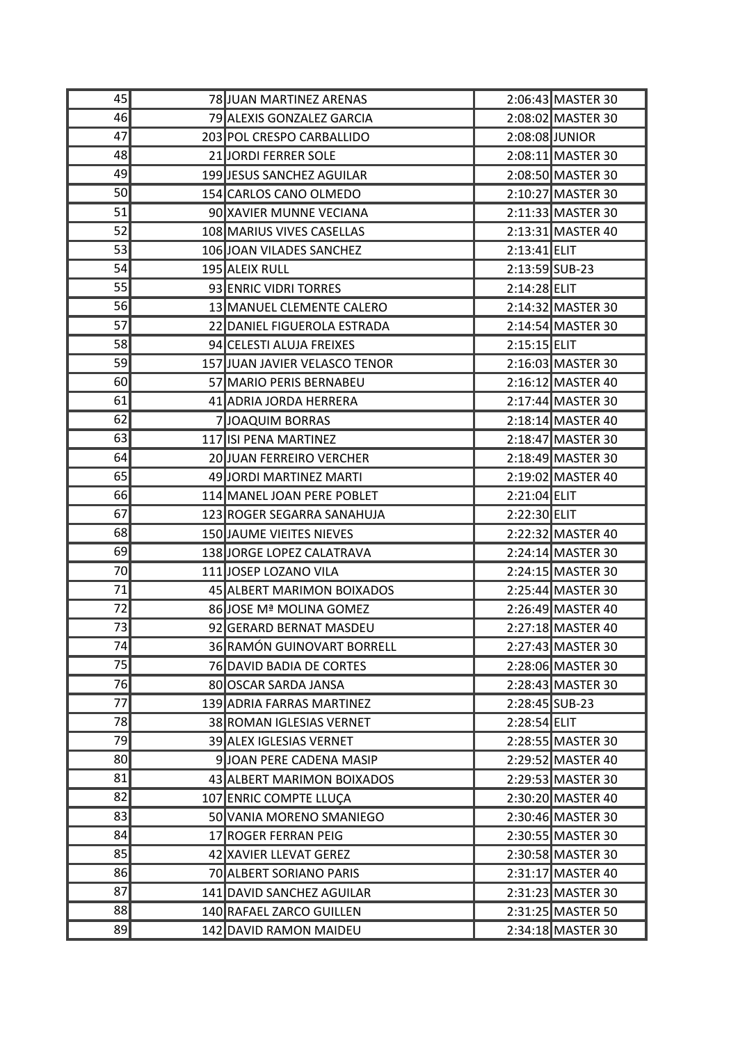| | | | | |
|---|---|---|---|---|
| 45 | 78 | JUAN MARTINEZ ARENAS | 2:06:43 | MASTER 30 |
| 46 | 79 | ALEXIS GONZALEZ GARCIA | 2:08:02 | MASTER 30 |
| 47 | 203 | POL CRESPO CARBALLIDO | 2:08:08 | JUNIOR |
| 48 | 21 | JORDI FERRER SOLE | 2:08:11 | MASTER 30 |
| 49 | 199 | JESUS SANCHEZ AGUILAR | 2:08:50 | MASTER 30 |
| 50 | 154 | CARLOS CANO OLMEDO | 2:10:27 | MASTER 30 |
| 51 | 90 | XAVIER MUNNE VECIANA | 2:11:33 | MASTER 30 |
| 52 | 108 | MARIUS VIVES CASELLAS | 2:13:31 | MASTER 40 |
| 53 | 106 | JOAN VILADES SANCHEZ | 2:13:41 | ELIT |
| 54 | 195 | ALEIX RULL | 2:13:59 | SUB-23 |
| 55 | 93 | ENRIC VIDRI TORRES | 2:14:28 | ELIT |
| 56 | 13 | MANUEL CLEMENTE CALERO | 2:14:32 | MASTER 30 |
| 57 | 22 | DANIEL FIGUEROLA ESTRADA | 2:14:54 | MASTER 30 |
| 58 | 94 | CELESTI ALUJA FREIXES | 2:15:15 | ELIT |
| 59 | 157 | JUAN JAVIER VELASCO TENOR | 2:16:03 | MASTER 30 |
| 60 | 57 | MARIO PERIS BERNABEU | 2:16:12 | MASTER 40 |
| 61 | 41 | ADRIA JORDA HERRERA | 2:17:44 | MASTER 30 |
| 62 | 7 | JOAQUIM BORRAS | 2:18:14 | MASTER 40 |
| 63 | 117 | ISI PENA MARTINEZ | 2:18:47 | MASTER 30 |
| 64 | 20 | JUAN FERREIRO VERCHER | 2:18:49 | MASTER 30 |
| 65 | 49 | JORDI MARTINEZ MARTI | 2:19:02 | MASTER 40 |
| 66 | 114 | MANEL JOAN PERE POBLET | 2:21:04 | ELIT |
| 67 | 123 | ROGER SEGARRA SANAHUJA | 2:22:30 | ELIT |
| 68 | 150 | JAUME VIEITES NIEVES | 2:22:32 | MASTER 40 |
| 69 | 138 | JORGE LOPEZ CALATRAVA | 2:24:14 | MASTER 30 |
| 70 | 111 | JOSEP LOZANO VILA | 2:24:15 | MASTER 30 |
| 71 | 45 | ALBERT MARIMON BOIXADOS | 2:25:44 | MASTER 30 |
| 72 | 86 | JOSE Mª MOLINA GOMEZ | 2:26:49 | MASTER 40 |
| 73 | 92 | GERARD BERNAT MASDEU | 2:27:18 | MASTER 40 |
| 74 | 36 | RAMÓN GUINOVART BORRELL | 2:27:43 | MASTER 30 |
| 75 | 76 | DAVID BADIA DE CORTES | 2:28:06 | MASTER 30 |
| 76 | 80 | OSCAR SARDA JANSA | 2:28:43 | MASTER 30 |
| 77 | 139 | ADRIA FARRAS MARTINEZ | 2:28:45 | SUB-23 |
| 78 | 38 | ROMAN IGLESIAS VERNET | 2:28:54 | ELIT |
| 79 | 39 | ALEX IGLESIAS VERNET | 2:28:55 | MASTER 30 |
| 80 | 9 | JOAN PERE CADENA MASIP | 2:29:52 | MASTER 40 |
| 81 | 43 | ALBERT MARIMON BOIXADOS | 2:29:53 | MASTER 30 |
| 82 | 107 | ENRIC COMPTE LLUÇA | 2:30:20 | MASTER 40 |
| 83 | 50 | VANIA MORENO SMANIEGO | 2:30:46 | MASTER 30 |
| 84 | 17 | ROGER FERRAN PEIG | 2:30:55 | MASTER 30 |
| 85 | 42 | XAVIER LLEVAT GEREZ | 2:30:58 | MASTER 30 |
| 86 | 70 | ALBERT SORIANO PARIS | 2:31:17 | MASTER 40 |
| 87 | 141 | DAVID SANCHEZ AGUILAR | 2:31:23 | MASTER 30 |
| 88 | 140 | RAFAEL ZARCO GUILLEN | 2:31:25 | MASTER 50 |
| 89 | 142 | DAVID RAMON MAIDEU | 2:34:18 | MASTER 30 |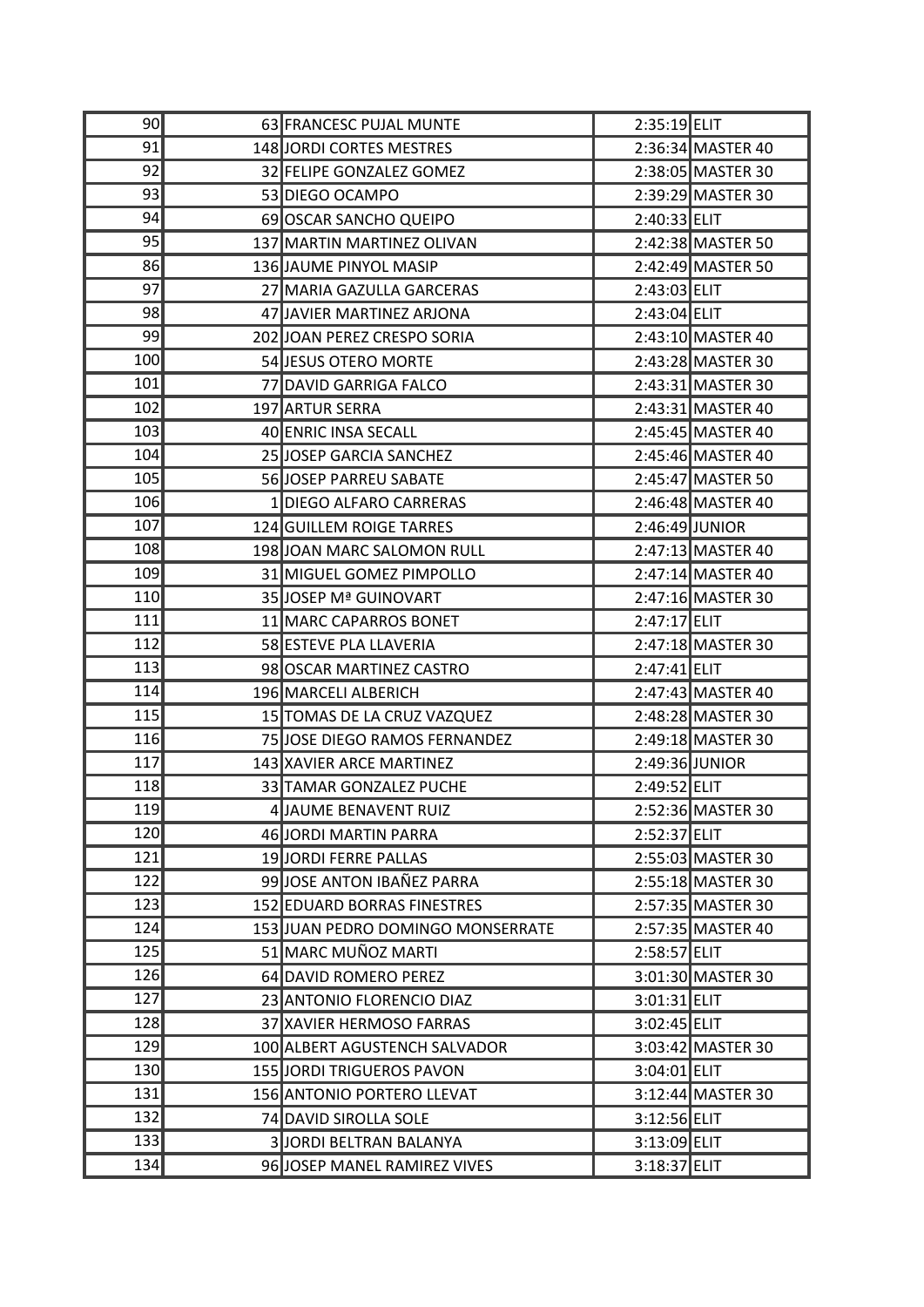| | | | | |
|---|---|---|---|---|
| 90 | 63 | FRANCESC PUJAL MUNTE | 2:35:19 | ELIT |
| 91 | 148 | JORDI CORTES MESTRES | 2:36:34 | MASTER 40 |
| 92 | 32 | FELIPE GONZALEZ GOMEZ | 2:38:05 | MASTER 30 |
| 93 | 53 | DIEGO OCAMPO | 2:39:29 | MASTER 30 |
| 94 | 69 | OSCAR SANCHO QUEIPO | 2:40:33 | ELIT |
| 95 | 137 | MARTIN MARTINEZ OLIVAN | 2:42:38 | MASTER 50 |
| 86 | 136 | JAUME PINYOL MASIP | 2:42:49 | MASTER 50 |
| 97 | 27 | MARIA GAZULLA GARCERAS | 2:43:03 | ELIT |
| 98 | 47 | JAVIER MARTINEZ ARJONA | 2:43:04 | ELIT |
| 99 | 202 | JOAN PEREZ CRESPO SORIA | 2:43:10 | MASTER 40 |
| 100 | 54 | JESUS OTERO MORTE | 2:43:28 | MASTER 30 |
| 101 | 77 | DAVID GARRIGA FALCO | 2:43:31 | MASTER 30 |
| 102 | 197 | ARTUR SERRA | 2:43:31 | MASTER 40 |
| 103 | 40 | ENRIC INSA SECALL | 2:45:45 | MASTER 40 |
| 104 | 25 | JOSEP GARCIA SANCHEZ | 2:45:46 | MASTER 40 |
| 105 | 56 | JOSEP PARREU SABATE | 2:45:47 | MASTER 50 |
| 106 | 1 | DIEGO ALFARO CARRERAS | 2:46:48 | MASTER 40 |
| 107 | 124 | GUILLEM ROIGE TARRES | 2:46:49 | JUNIOR |
| 108 | 198 | JOAN MARC SALOMON RULL | 2:47:13 | MASTER 40 |
| 109 | 31 | MIGUEL GOMEZ PIMPOLLO | 2:47:14 | MASTER 40 |
| 110 | 35 | JOSEP Mª GUINOVART | 2:47:16 | MASTER 30 |
| 111 | 11 | MARC CAPARROS BONET | 2:47:17 | ELIT |
| 112 | 58 | ESTEVE PLA LLAVERIA | 2:47:18 | MASTER 30 |
| 113 | 98 | OSCAR MARTINEZ CASTRO | 2:47:41 | ELIT |
| 114 | 196 | MARCELI ALBERICH | 2:47:43 | MASTER 40 |
| 115 | 15 | TOMAS DE LA CRUZ VAZQUEZ | 2:48:28 | MASTER 30 |
| 116 | 75 | JOSE DIEGO RAMOS FERNANDEZ | 2:49:18 | MASTER 30 |
| 117 | 143 | XAVIER ARCE MARTINEZ | 2:49:36 | JUNIOR |
| 118 | 33 | TAMAR GONZALEZ PUCHE | 2:49:52 | ELIT |
| 119 | 4 | JAUME BENAVENT RUIZ | 2:52:36 | MASTER 30 |
| 120 | 46 | JORDI MARTIN PARRA | 2:52:37 | ELIT |
| 121 | 19 | JORDI FERRE PALLAS | 2:55:03 | MASTER 30 |
| 122 | 99 | JOSE ANTON IBAÑEZ PARRA | 2:55:18 | MASTER 30 |
| 123 | 152 | EDUARD BORRAS FINESTRES | 2:57:35 | MASTER 30 |
| 124 | 153 | JUAN PEDRO DOMINGO MONSERRATE | 2:57:35 | MASTER 40 |
| 125 | 51 | MARC MUÑOZ MARTI | 2:58:57 | ELIT |
| 126 | 64 | DAVID ROMERO PEREZ | 3:01:30 | MASTER 30 |
| 127 | 23 | ANTONIO FLORENCIO DIAZ | 3:01:31 | ELIT |
| 128 | 37 | XAVIER HERMOSO FARRAS | 3:02:45 | ELIT |
| 129 | 100 | ALBERT AGUSTENCH SALVADOR | 3:03:42 | MASTER 30 |
| 130 | 155 | JORDI TRIGUEROS PAVON | 3:04:01 | ELIT |
| 131 | 156 | ANTONIO PORTERO LLEVAT | 3:12:44 | MASTER 30 |
| 132 | 74 | DAVID SIROLLA SOLE | 3:12:56 | ELIT |
| 133 | 3 | JORDI BELTRAN BALANYA | 3:13:09 | ELIT |
| 134 | 96 | JOSEP MANEL RAMIREZ VIVES | 3:18:37 | ELIT |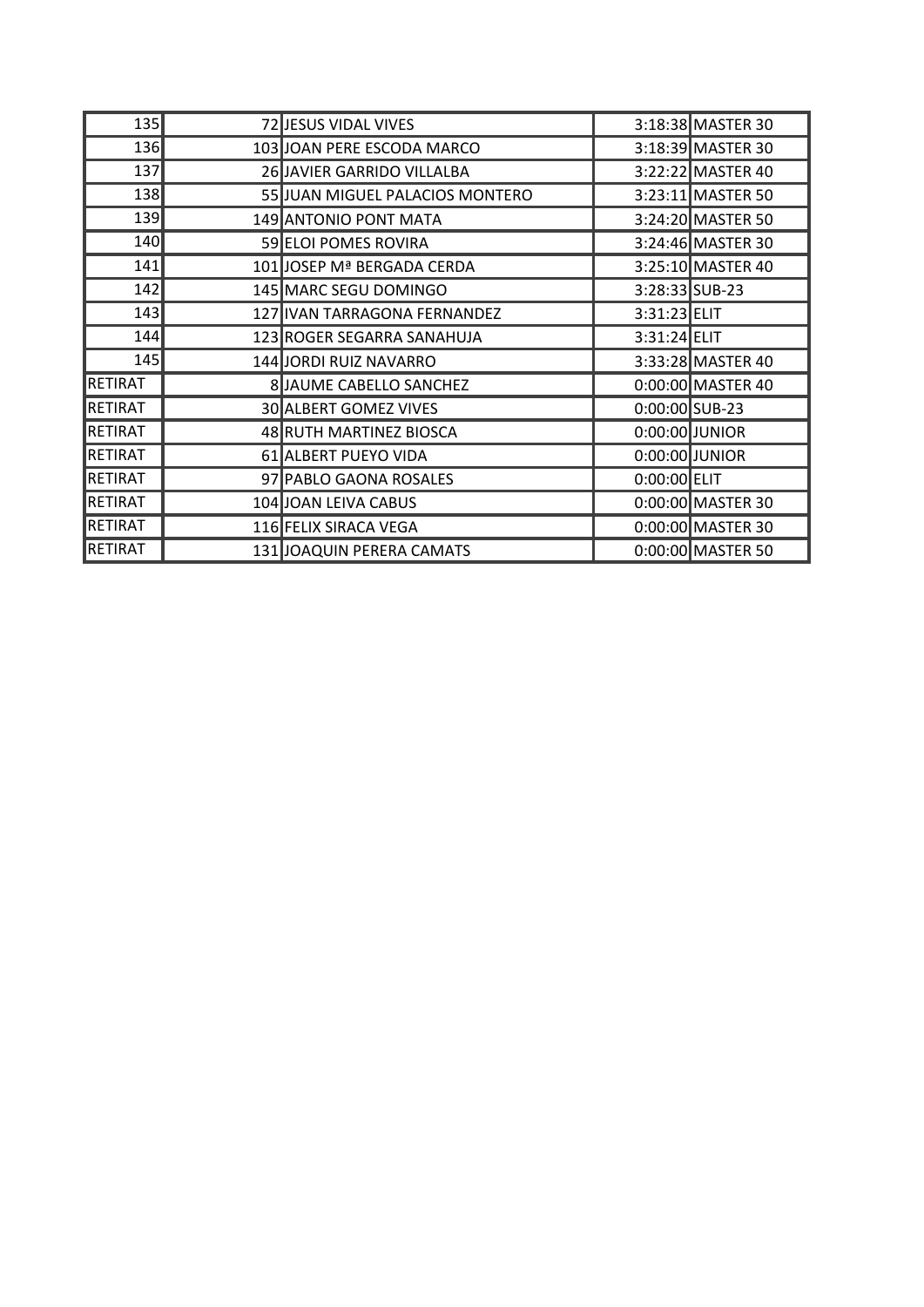| | | | | |
|---|---|---|---|---|
| 135 | 72 | JESUS VIDAL VIVES | 3:18:38 | MASTER 30 |
| 136 | 103 | JOAN PERE ESCODA MARCO | 3:18:39 | MASTER 30 |
| 137 | 26 | JAVIER GARRIDO VILLALBA | 3:22:22 | MASTER 40 |
| 138 | 55 | JUAN MIGUEL PALACIOS MONTERO | 3:23:11 | MASTER 50 |
| 139 | 149 | ANTONIO PONT MATA | 3:24:20 | MASTER 50 |
| 140 | 59 | ELOI POMES ROVIRA | 3:24:46 | MASTER 30 |
| 141 | 101 | JOSEP Mª BERGADA CERDA | 3:25:10 | MASTER 40 |
| 142 | 145 | MARC SEGU DOMINGO | 3:28:33 | SUB-23 |
| 143 | 127 | IVAN TARRAGONA FERNANDEZ | 3:31:23 | ELIT |
| 144 | 123 | ROGER SEGARRA SANAHUJA | 3:31:24 | ELIT |
| 145 | 144 | JORDI RUIZ NAVARRO | 3:33:28 | MASTER 40 |
| RETIRAT | 8 | JAUME CABELLO SANCHEZ | 0:00:00 | MASTER 40 |
| RETIRAT | 30 | ALBERT GOMEZ VIVES | 0:00:00 | SUB-23 |
| RETIRAT | 48 | RUTH MARTINEZ BIOSCA | 0:00:00 | JUNIOR |
| RETIRAT | 61 | ALBERT PUEYO VIDA | 0:00:00 | JUNIOR |
| RETIRAT | 97 | PABLO GAONA ROSALES | 0:00:00 | ELIT |
| RETIRAT | 104 | JOAN LEIVA CABUS | 0:00:00 | MASTER 30 |
| RETIRAT | 116 | FELIX SIRACA VEGA | 0:00:00 | MASTER 30 |
| RETIRAT | 131 | JOAQUIN PERERA CAMATS | 0:00:00 | MASTER 50 |